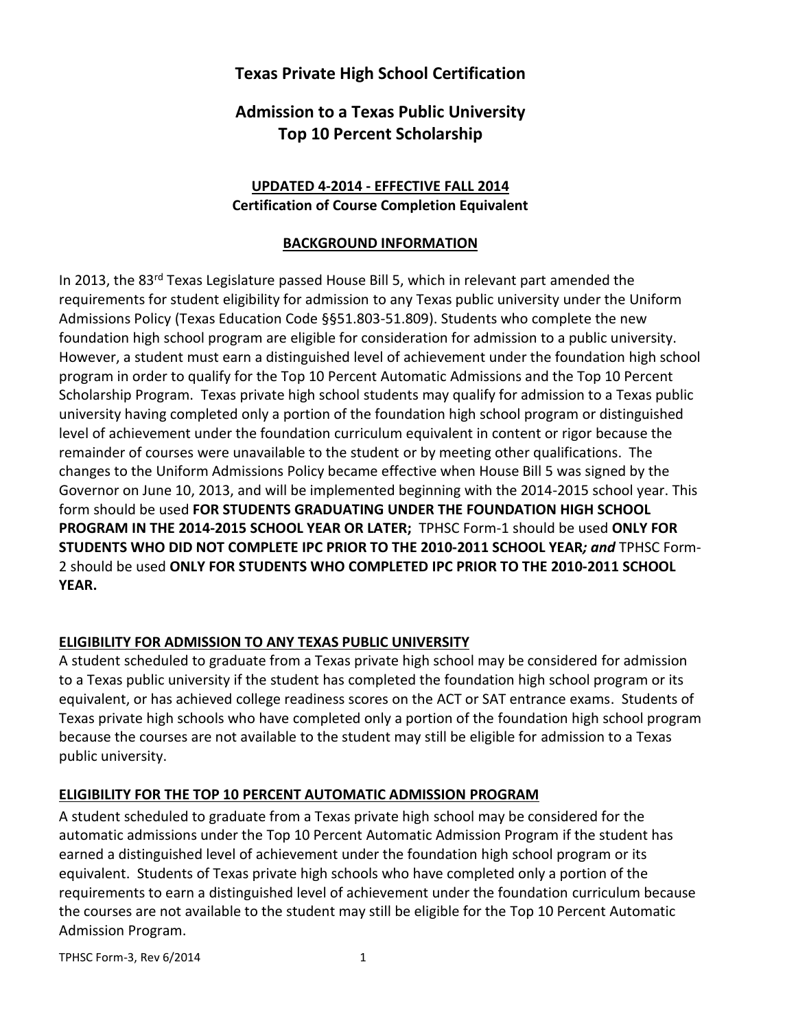# Texas Private High School Certification

## Admission to a Texas Public University
## Top 10 Percent Scholarship

**UPDATED 4-2014 - EFFECTIVE FALL 2014**
**Certification of Course Completion Equivalent**

**BACKGROUND INFORMATION**

In 2013, the 83rd Texas Legislature passed House Bill 5, which in relevant part amended the requirements for student eligibility for admission to any Texas public university under the Uniform Admissions Policy (Texas Education Code §§51.803-51.809). Students who complete the new foundation high school program are eligible for consideration for admission to a public university. However, a student must earn a distinguished level of achievement under the foundation high school program in order to qualify for the Top 10 Percent Automatic Admissions and the Top 10 Percent Scholarship Program. Texas private high school students may qualify for admission to a Texas public university having completed only a portion of the foundation high school program or distinguished level of achievement under the foundation curriculum equivalent in content or rigor because the remainder of courses were unavailable to the student or by meeting other qualifications. The changes to the Uniform Admissions Policy became effective when House Bill 5 was signed by the Governor on June 10, 2013, and will be implemented beginning with the 2014-2015 school year. This form should be used **FOR STUDENTS GRADUATING UNDER THE FOUNDATION HIGH SCHOOL PROGRAM IN THE 2014-2015 SCHOOL YEAR OR LATER;** TPHSC Form-1 should be used **ONLY FOR STUDENTS WHO DID NOT COMPLETE IPC PRIOR TO THE 2010-2011 SCHOOL YEAR*; and*** TPHSC Form-2 should be used **ONLY FOR STUDENTS WHO COMPLETED IPC PRIOR TO THE 2010-2011 SCHOOL YEAR.**

**ELIGIBILITY FOR ADMISSION TO ANY TEXAS PUBLIC UNIVERSITY**

A student scheduled to graduate from a Texas private high school may be considered for admission to a Texas public university if the student has completed the foundation high school program or its equivalent, or has achieved college readiness scores on the ACT or SAT entrance exams. Students of Texas private high schools who have completed only a portion of the foundation high school program because the courses are not available to the student may still be eligible for admission to a Texas public university.

**ELIGIBILITY FOR THE TOP 10 PERCENT AUTOMATIC ADMISSION PROGRAM**

A student scheduled to graduate from a Texas private high school may be considered for the automatic admissions under the Top 10 Percent Automatic Admission Program if the student has earned a distinguished level of achievement under the foundation high school program or its equivalent. Students of Texas private high schools who have completed only a portion of the requirements to earn a distinguished level of achievement under the foundation curriculum because the courses are not available to the student may still be eligible for the Top 10 Percent Automatic Admission Program.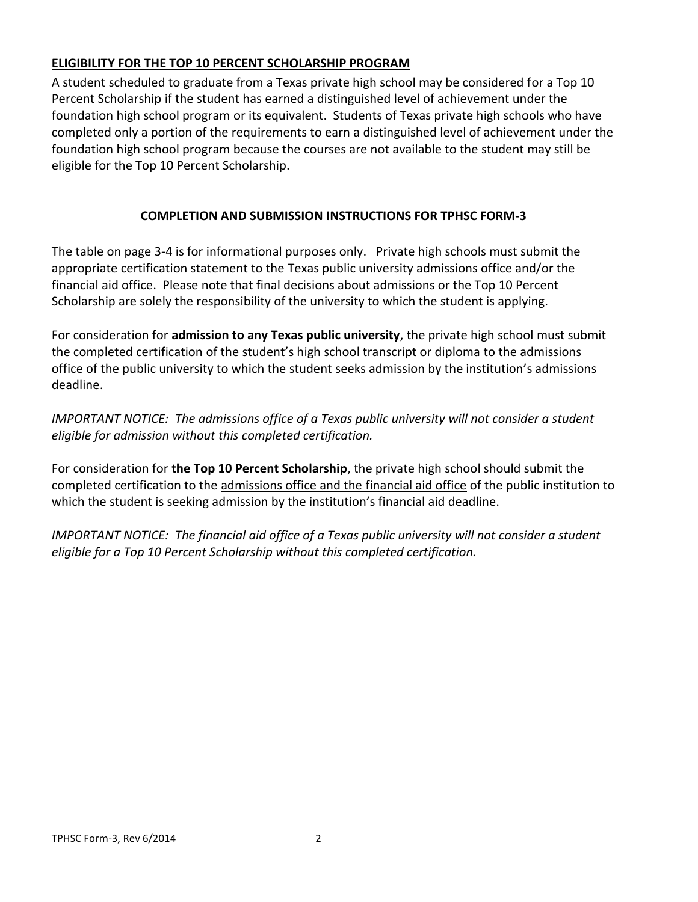## ELIGIBILITY FOR THE TOP 10 PERCENT SCHOLARSHIP PROGRAM

A student scheduled to graduate from a Texas private high school may be considered for a Top 10 Percent Scholarship if the student has earned a distinguished level of achievement under the foundation high school program or its equivalent. Students of Texas private high schools who have completed only a portion of the requirements to earn a distinguished level of achievement under the foundation high school program because the courses are not available to the student may still be eligible for the Top 10 Percent Scholarship.

## COMPLETION AND SUBMISSION INSTRUCTIONS FOR TPHSC FORM-3

The table on page 3-4 is for informational purposes only. Private high schools must submit the appropriate certification statement to the Texas public university admissions office and/or the financial aid office. Please note that final decisions about admissions or the Top 10 Percent Scholarship are solely the responsibility of the university to which the student is applying.

For consideration for **admission to any Texas public university**, the private high school must submit the completed certification of the student's high school transcript or diploma to the admissions office of the public university to which the student seeks admission by the institution's admissions deadline.

*IMPORTANT NOTICE: The admissions office of a Texas public university will not consider a student eligible for admission without this completed certification.*

For consideration for **the Top 10 Percent Scholarship**, the private high school should submit the completed certification to the admissions office and the financial aid office of the public institution to which the student is seeking admission by the institution's financial aid deadline.

*IMPORTANT NOTICE: The financial aid office of a Texas public university will not consider a student eligible for a Top 10 Percent Scholarship without this completed certification.*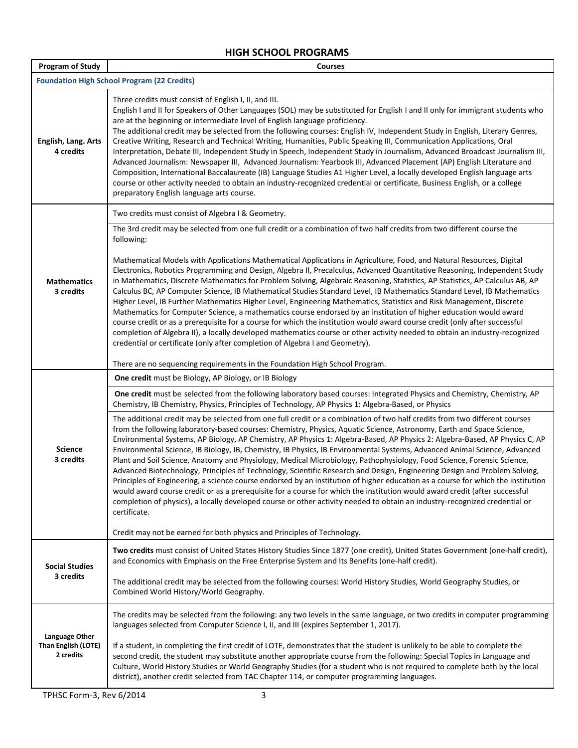## HIGH SCHOOL PROGRAMS

| Program of Study | Courses |
|---|---|
| **Foundation High School Program (22 Credits)** | |
| **English, Lang. Arts 4 credits** | Three credits must consist of English I, II, and III. English I and II for Speakers of Other Languages (SOL) may be substituted for English I and II only for immigrant students who are at the beginning or intermediate level of English language proficiency. The additional credit may be selected from the following courses: English IV, Independent Study in English, Literary Genres, Creative Writing, Research and Technical Writing, Humanities, Public Speaking III, Communication Applications, Oral Interpretation, Debate III, Independent Study in Speech, Independent Study in Journalism, Advanced Broadcast Journalism III, Advanced Journalism: Newspaper III, Advanced Journalism: Yearbook III, Advanced Placement (AP) English Literature and Composition, International Baccalaureate (IB) Language Studies A1 Higher Level, a locally developed English language arts course or other activity needed to obtain an industry-recognized credential or certificate, Business English, or a college preparatory English language arts course. |
| **Mathematics 3 credits** | Two credits must consist of Algebra I & Geometry. |
| | The 3rd credit may be selected from one full credit or a combination of two half credits from two different course the following:<br><br>Mathematical Models with Applications Mathematical Applications in Agriculture, Food, and Natural Resources, Digital Electronics, Robotics Programming and Design, Algebra II, Precalculus, Advanced Quantitative Reasoning, Independent Study in Mathematics, Discrete Mathematics for Problem Solving, Algebraic Reasoning, Statistics, AP Statistics, AP Calculus AB, AP Calculus BC, AP Computer Science, IB Mathematical Studies Standard Level, IB Mathematics Standard Level, IB Mathematics Higher Level, IB Further Mathematics Higher Level, Engineering Mathematics, Statistics and Risk Management, Discrete Mathematics for Computer Science, a mathematics course endorsed by an institution of higher education would award course credit or as a prerequisite for a course for which the institution would award course credit (only after successful completion of Algebra II), a locally developed mathematics course or other activity needed to obtain an industry-recognized credential or certificate (only after completion of Algebra I and Geometry).<br><br>There are no sequencing requirements in the Foundation High School Program. |
| **Science 3 credits** | **One credit** must be Biology, AP Biology, or IB Biology |
| | **One credit** must be selected from the following laboratory based courses: Integrated Physics and Chemistry, Chemistry, AP Chemistry, IB Chemistry, Physics, Principles of Technology, AP Physics 1: Algebra-Based, or Physics |
| | The additional credit may be selected from one full credit or a combination of two half credits from two different courses from the following laboratory-based courses: Chemistry, Physics, Aquatic Science, Astronomy, Earth and Space Science, Environmental Systems, AP Biology, AP Chemistry, AP Physics 1: Algebra-Based, AP Physics 2: Algebra-Based, AP Physics C, AP Environmental Science, IB Biology, IB, Chemistry, IB Physics, IB Environmental Systems, Advanced Animal Science, Advanced Plant and Soil Science, Anatomy and Physiology, Medical Microbiology, Pathophysiology, Food Science, Forensic Science, Advanced Biotechnology, Principles of Technology, Scientific Research and Design, Engineering Design and Problem Solving, Principles of Engineering, a science course endorsed by an institution of higher education as a course for which the institution would award course credit or as a prerequisite for a course for which the institution would award credit (after successful completion of physics), a locally developed course or other activity needed to obtain an industry-recognized credential or certificate.<br><br>Credit may not be earned for both physics and Principles of Technology. |
| **Social Studies 3 credits** | **Two credits** must consist of United States History Studies Since 1877 (one credit), United States Government (one-half credit), and Economics with Emphasis on the Free Enterprise System and Its Benefits (one-half credit).<br><br>The additional credit may be selected from the following courses: World History Studies, World Geography Studies, or Combined World History/World Geography. |
| **Language Other Than English (LOTE) 2 credits** | The credits may be selected from the following: any two levels in the same language, or two credits in computer programming languages selected from Computer Science I, II, and III (expires September 1, 2017).<br><br>If a student, in completing the first credit of LOTE, demonstrates that the student is unlikely to be able to complete the second credit, the student may substitute another appropriate course from the following: Special Topics in Language and Culture, World History Studies or World Geography Studies (for a student who is not required to complete both by the local district), another credit selected from TAC Chapter 114, or computer programming languages. |

TPHSC Form-3, Rev 6/2014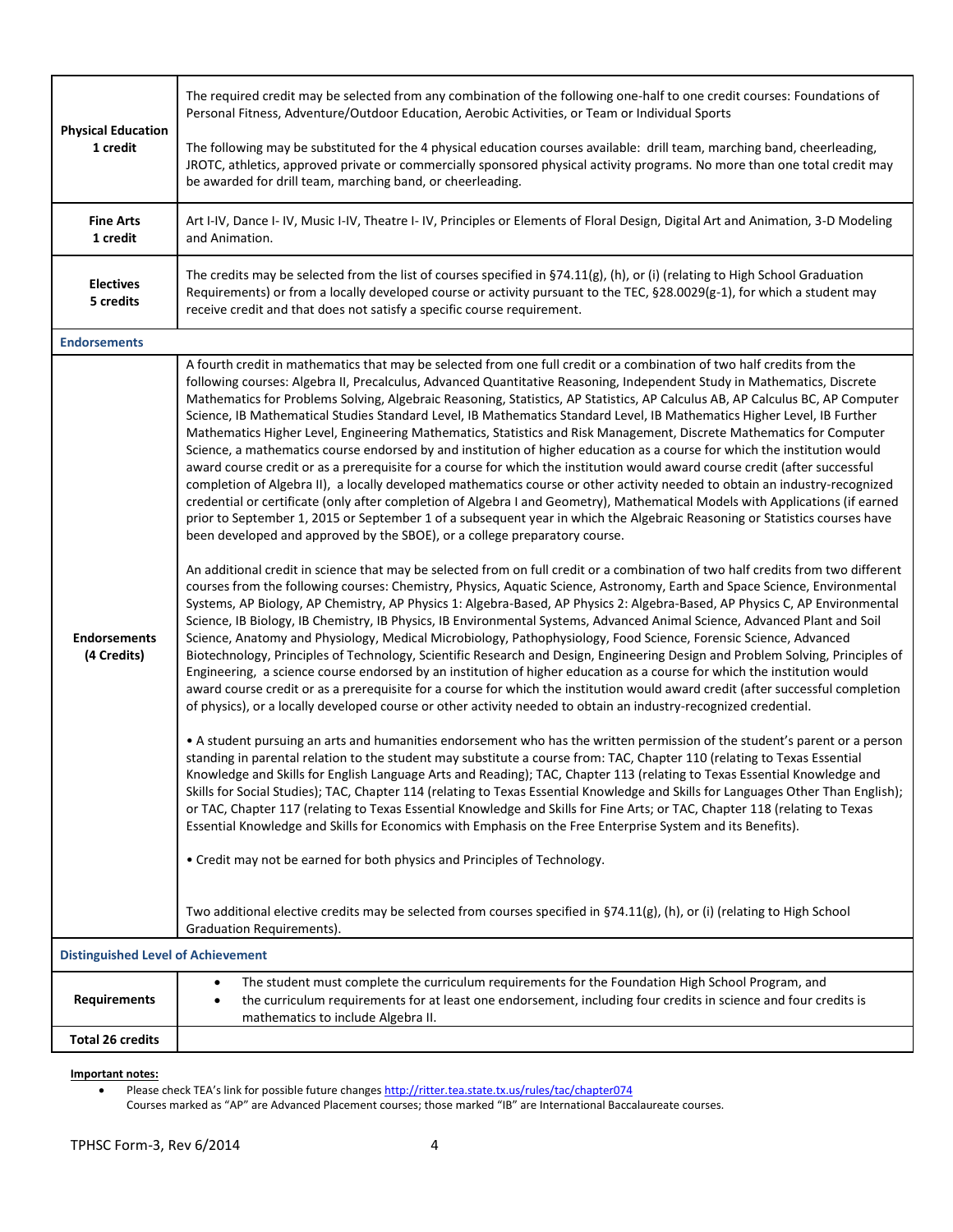| | |
|---|---|
| **Physical Education 1 credit** | The required credit may be selected from any combination of the following one-half to one credit courses: Foundations of Personal Fitness, Adventure/Outdoor Education, Aerobic Activities, or Team or Individual Sports<br><br>The following may be substituted for the 4 physical education courses available: drill team, marching band, cheerleading, JROTC, athletics, approved private or commercially sponsored physical activity programs. No more than one total credit may be awarded for drill team, marching band, or cheerleading. |
| **Fine Arts 1 credit** | Art I-IV, Dance I- IV, Music I-IV, Theatre I- IV, Principles or Elements of Floral Design, Digital Art and Animation, 3-D Modeling and Animation. |
| **Electives 5 credits** | The credits may be selected from the list of courses specified in §74.11(g), (h), or (i) (relating to High School Graduation Requirements) or from a locally developed course or activity pursuant to the TEC, §28.0029(g-1), for which a student may receive credit and that does not satisfy a specific course requirement. |
| **Endorsements** | |
| **Endorsements (4 Credits)** | A fourth credit in mathematics that may be selected from one full credit or a combination of two half credits from the following courses: Algebra II, Precalculus, Advanced Quantitative Reasoning, Independent Study in Mathematics, Discrete Mathematics for Problems Solving, Algebraic Reasoning, Statistics, AP Statistics, AP Calculus AB, AP Calculus BC, AP Computer Science, IB Mathematical Studies Standard Level, IB Mathematics Standard Level, IB Mathematics Higher Level, IB Further Mathematics Higher Level, Engineering Mathematics, Statistics and Risk Management, Discrete Mathematics for Computer Science, a mathematics course endorsed by and institution of higher education as a course for which the institution would award course credit or as a prerequisite for a course for which the institution would award course credit (after successful completion of Algebra II), a locally developed mathematics course or other activity needed to obtain an industry-recognized credential or certificate (only after completion of Algebra I and Geometry), Mathematical Models with Applications (if earned prior to September 1, 2015 or September 1 of a subsequent year in which the Algebraic Reasoning or Statistics courses have been developed and approved by the SBOE), or a college preparatory course.<br><br>An additional credit in science that may be selected from on full credit or a combination of two half credits from two different courses from the following courses: Chemistry, Physics, Aquatic Science, Astronomy, Earth and Space Science, Environmental Systems, AP Biology, AP Chemistry, AP Physics 1: Algebra-Based, AP Physics 2: Algebra-Based, AP Physics C, AP Environmental Science, IB Biology, IB Chemistry, IB Physics, IB Environmental Systems, Advanced Animal Science, Advanced Plant and Soil Science, Anatomy and Physiology, Medical Microbiology, Pathophysiology, Food Science, Forensic Science, Advanced Biotechnology, Principles of Technology, Scientific Research and Design, Engineering Design and Problem Solving, Principles of Engineering, a science course endorsed by an institution of higher education as a course for which the institution would award course credit or as a prerequisite for a course for which the institution would award credit (after successful completion of physics), or a locally developed course or other activity needed to obtain an industry-recognized credential.<br><br>• A student pursuing an arts and humanities endorsement who has the written permission of the student's parent or a person standing in parental relation to the student may substitute a course from: TAC, Chapter 110 (relating to Texas Essential Knowledge and Skills for English Language Arts and Reading); TAC, Chapter 113 (relating to Texas Essential Knowledge and Skills for Social Studies); TAC, Chapter 114 (relating to Texas Essential Knowledge and Skills for Languages Other Than English); or TAC, Chapter 117 (relating to Texas Essential Knowledge and Skills for Fine Arts; or TAC, Chapter 118 (relating to Texas Essential Knowledge and Skills for Economics with Emphasis on the Free Enterprise System and its Benefits).<br><br>• Credit may not be earned for both physics and Principles of Technology.<br><br>Two additional elective credits may be selected from courses specified in §74.11(g), (h), or (i) (relating to High School Graduation Requirements). |
| **Distinguished Level of Achievement** | |
| **Requirements** | • The student must complete the curriculum requirements for the Foundation High School Program, and<br>• the curriculum requirements for at least one endorsement, including four credits in science and four credits is mathematics to include Algebra II. |
| **Total 26 credits** | |

**Important notes:**

- Please check TEA's link for possible future changes http://ritter.tea.state.tx.us/rules/tac/chapter074
  Courses marked as "AP" are Advanced Placement courses; those marked "IB" are International Baccalaureate courses.

TPHSC Form-3, Rev 6/2014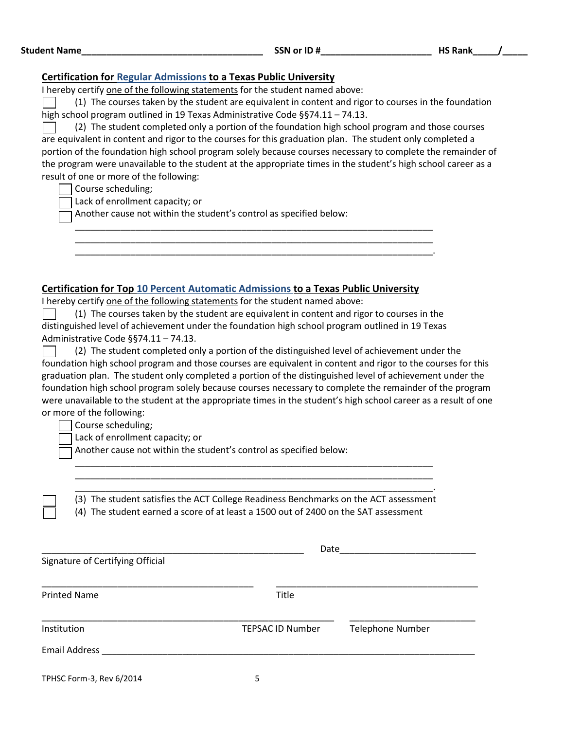Student Name____________________________________ SSN or ID #______________________ HS Rank_____/_____

## Certification for Regular Admissions to a Texas Public University

I hereby certify one of the following statements for the student named above:

☐ (1) The courses taken by the student are equivalent in content and rigor to courses in the foundation high school program outlined in 19 Texas Administrative Code §§74.11 – 74.13.

☐ (2) The student completed only a portion of the foundation high school program and those courses are equivalent in content and rigor to the courses for this graduation plan. The student only completed a portion of the foundation high school program solely because courses necessary to complete the remainder of the program were unavailable to the student at the appropriate times in the student's high school career as a result of one or more of the following:

- ☐ Course scheduling;
- ☐ Lack of enrollment capacity; or
- ☐ Another cause not within the student's control as specified below:

___________________________________________________________________________

___________________________________________________________________________

___________________________________________________________________________.

## Certification for Top 10 Percent Automatic Admissions to a Texas Public University

I hereby certify one of the following statements for the student named above:

☐ (1) The courses taken by the student are equivalent in content and rigor to courses in the distinguished level of achievement under the foundation high school program outlined in 19 Texas Administrative Code §§74.11 – 74.13.

☐ (2) The student completed only a portion of the distinguished level of achievement under the foundation high school program and those courses are equivalent in content and rigor to the courses for this graduation plan. The student only completed a portion of the distinguished level of achievement under the foundation high school program solely because courses necessary to complete the remainder of the program were unavailable to the student at the appropriate times in the student's high school career as a result of one or more of the following:

- ☐ Course scheduling;
- ☐ Lack of enrollment capacity; or
- ☐ Another cause not within the student's control as specified below:

___________________________________________________________________________

___________________________________________________________________________

___________________________________________________________________________.

☐ (3) The student satisfies the ACT College Readiness Benchmarks on the ACT assessment

☐ (4) The student earned a score of at least a 1500 out of 2400 on the SAT assessment

_______________________________________________________ Date___________________________

Signature of Certifying Official

____________________________________________ ____________________________________________

Printed Name Title

_____________________________________________________________ __________________________

Institution TEPSAC ID Number Telephone Number

Email Address _____________________________________________________________________________

TPHSC Form-3, Rev 6/2014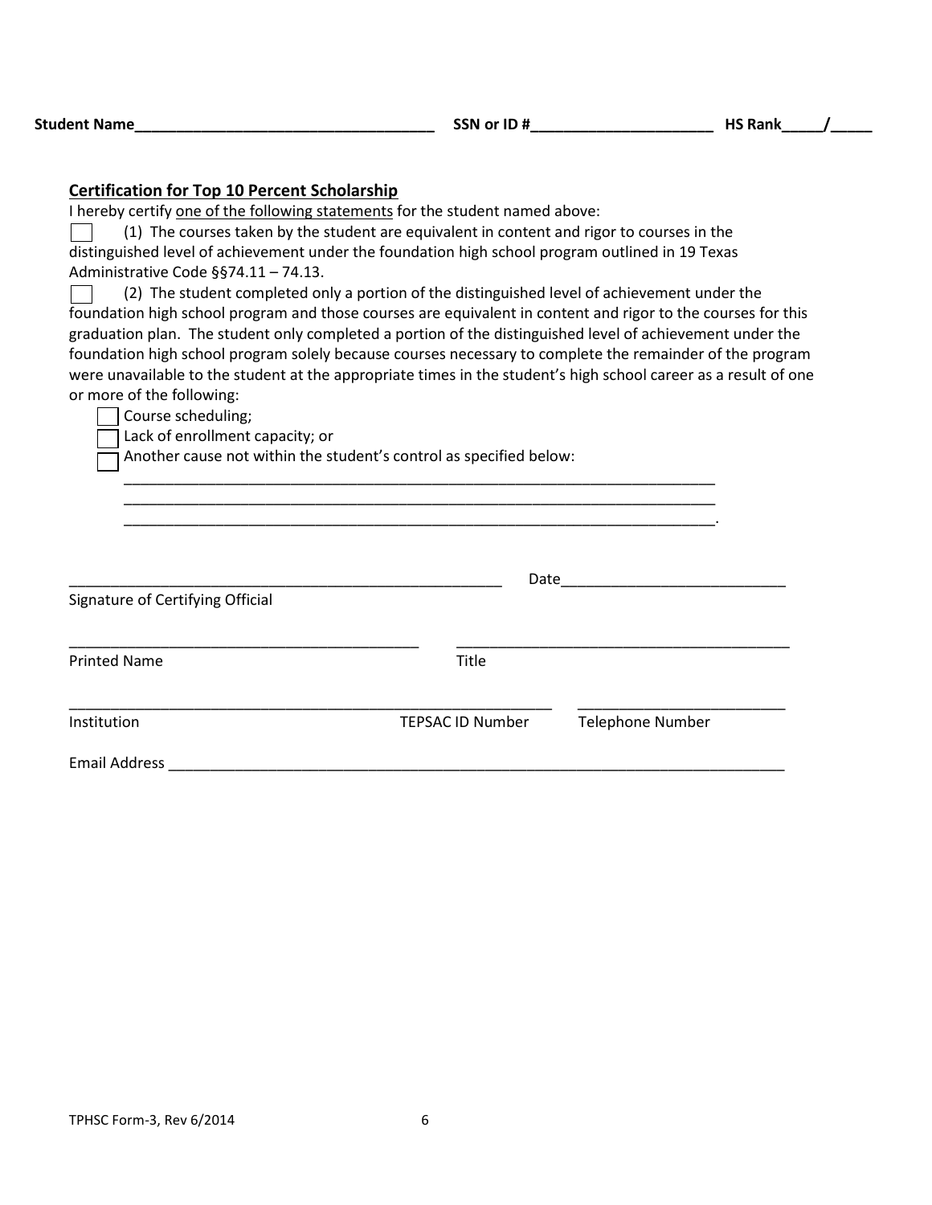**Student Name**\_\_\_\_\_\_\_\_\_\_\_\_\_\_\_\_\_\_\_\_\_\_\_\_\_\_\_\_\_\_\_\_\_\_\_\_ **SSN or ID #**\_\_\_\_\_\_\_\_\_\_\_\_\_\_\_\_\_\_\_\_\_\_ **HS Rank**\_\_\_\_\_/\_\_\_\_\_

**<u>Certification for Top 10 Percent Scholarship</u>**

I hereby certify <u>one of the following statements</u> for the student named above:

☐ (1) The courses taken by the student are equivalent in content and rigor to courses in the distinguished level of achievement under the foundation high school program outlined in 19 Texas Administrative Code §§74.11 – 74.13.

☐ (2) The student completed only a portion of the distinguished level of achievement under the foundation high school program and those courses are equivalent in content and rigor to the courses for this graduation plan. The student only completed a portion of the distinguished level of achievement under the foundation high school program solely because courses necessary to complete the remainder of the program were unavailable to the student at the appropriate times in the student's high school career as a result of one or more of the following:

- ☐ Course scheduling;
- ☐ Lack of enrollment capacity; or
- ☐ Another cause not within the student's control as specified below:

\_\_\_\_\_\_\_\_\_\_\_\_\_\_\_\_\_\_\_\_\_\_\_\_\_\_\_\_\_\_\_\_\_\_\_\_\_\_\_\_\_\_\_\_\_\_\_\_\_\_\_\_\_\_\_\_\_\_\_\_\_\_\_\_\_\_\_\_\_\_\_\_
\_\_\_\_\_\_\_\_\_\_\_\_\_\_\_\_\_\_\_\_\_\_\_\_\_\_\_\_\_\_\_\_\_\_\_\_\_\_\_\_\_\_\_\_\_\_\_\_\_\_\_\_\_\_\_\_\_\_\_\_\_\_\_\_\_\_\_\_\_\_\_\_
\_\_\_\_\_\_\_\_\_\_\_\_\_\_\_\_\_\_\_\_\_\_\_\_\_\_\_\_\_\_\_\_\_\_\_\_\_\_\_\_\_\_\_\_\_\_\_\_\_\_\_\_\_\_\_\_\_\_\_\_\_\_\_\_\_\_\_\_\_\_\_\_.

\_\_\_\_\_\_\_\_\_\_\_\_\_\_\_\_\_\_\_\_\_\_\_\_\_\_\_\_\_\_\_\_\_\_\_\_\_\_\_\_\_\_\_\_\_\_\_\_\_\_\_ Date\_\_\_\_\_\_\_\_\_\_\_\_\_\_\_\_\_\_\_\_\_\_\_\_\_\_\_
Signature of Certifying Official

\_\_\_\_\_\_\_\_\_\_\_\_\_\_\_\_\_\_\_\_\_\_\_\_\_\_\_\_\_\_\_\_\_\_\_\_\_\_\_\_\_\_ \_\_\_\_\_\_\_\_\_\_\_\_\_\_\_\_\_\_\_\_\_\_\_\_\_\_\_\_\_\_\_\_\_\_\_\_\_\_\_\_
Printed Name Title

\_\_\_\_\_\_\_\_\_\_\_\_\_\_\_\_\_\_\_\_\_\_\_\_\_\_\_\_\_\_\_\_\_\_\_\_\_\_\_\_\_\_\_\_\_\_\_\_\_\_\_\_\_\_\_\_\_\_ \_\_\_\_\_\_\_\_\_\_\_\_\_\_\_\_\_\_\_\_\_\_\_\_\_
Institution TEPSAC ID Number Telephone Number

Email Address \_\_\_\_\_\_\_\_\_\_\_\_\_\_\_\_\_\_\_\_\_\_\_\_\_\_\_\_\_\_\_\_\_\_\_\_\_\_\_\_\_\_\_\_\_\_\_\_\_\_\_\_\_\_\_\_\_\_\_\_\_\_\_\_\_\_\_\_\_\_\_\_\_\_

TPHSC Form-3, Rev 6/2014